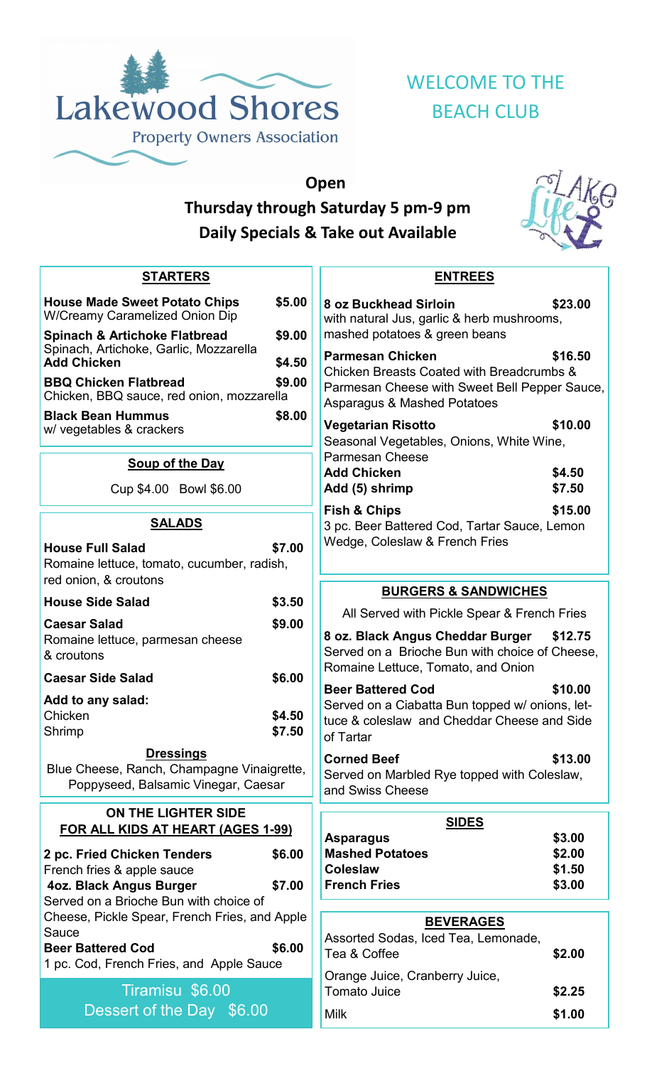# Lakewood Shores

Property Owners Association

## WELCOME TO THE BEACH CLUB

**Open**

**Thursday through Saturday 5 pm-9 pm**

**Daily Specials & Take out Available**

## STARTERS

**House Made Sweet Potato Chips** — **$5.00**
W/Creamy Caramelized Onion Dip

**Spinach & Artichoke Flatbread** — **$9.00**
Spinach, Artichoke, Garlic, Mozzarella
**Add Chicken** — **$4.50**

**BBQ Chicken Flatbread** — **$9.00**
Chicken, BBQ sauce, red onion, mozzarella

**Black Bean Hummus** — **$8.00**
w/ vegetables & crackers

## Soup of the Day

Cup $4.00 Bowl $6.00

## SALADS

**House Full Salad** — **$7.00**
Romaine lettuce, tomato, cucumber, radish, red onion, & croutons

**House Side Salad** — **$3.50**

**Caesar Salad** — **$9.00**
Romaine lettuce, parmesan cheese & croutons

**Caesar Side Salad** — **$6.00**

**Add to any salad:**
Chicken — **$4.50**
Shrimp — **$7.50**

**Dressings**
Blue Cheese, Ranch, Champagne Vinaigrette, Poppyseed, Balsamic Vinegar, Caesar

## ON THE LIGHTER SIDE
### FOR ALL KIDS AT HEART (AGES 1-99)

**2 pc. Fried Chicken Tenders** — **$6.00**
French fries & apple sauce

**4oz. Black Angus Burger** — **$7.00**
Served on a Brioche Bun with choice of Cheese, Pickle Spear, French Fries, and Apple Sauce

**Beer Battered Cod** — **$6.00**
1 pc. Cod, French Fries, and Apple Sauce

Tiramisu $6.00
Dessert of the Day $6.00

## ENTREES

**8 oz Buckhead Sirloin** — **$23.00**
with natural Jus, garlic & herb mushrooms, mashed potatoes & green beans

**Parmesan Chicken** — **$16.50**
Chicken Breasts Coated with Breadcrumbs & Parmesan Cheese with Sweet Bell Pepper Sauce, Asparagus & Mashed Potatoes

**Vegetarian Risotto** — **$10.00**
Seasonal Vegetables, Onions, White Wine, Parmesan Cheese
**Add Chicken** — **$4.50**
**Add (5) shrimp** — **$7.50**

**Fish & Chips** — **$15.00**
3 pc. Beer Battered Cod, Tartar Sauce, Lemon Wedge, Coleslaw & French Fries

## BURGERS & SANDWICHES

All Served with Pickle Spear & French Fries

**8 oz. Black Angus Cheddar Burger** — **$12.75**
Served on a Brioche Bun with choice of Cheese, Romaine Lettuce, Tomato, and Onion

**Beer Battered Cod** — **$10.00**
Served on a Ciabatta Bun topped w/ onions, lettuce & coleslaw and Cheddar Cheese and Side of Tartar

**Corned Beef** — **$13.00**
Served on Marbled Rye topped with Coleslaw, and Swiss Cheese

## SIDES

| Item | Price |
|---|---|
| **Asparagus** | **$3.00** |
| **Mashed Potatoes** | **$2.00** |
| **Coleslaw** | **$1.50** |
| **French Fries** | **$3.00** |

## BEVERAGES

| Item | Price |
|---|---|
| Assorted Sodas, Iced Tea, Lemonade, Tea & Coffee | **$2.00** |
| Orange Juice, Cranberry Juice, Tomato Juice | **$2.25** |
| Milk | **$1.00** |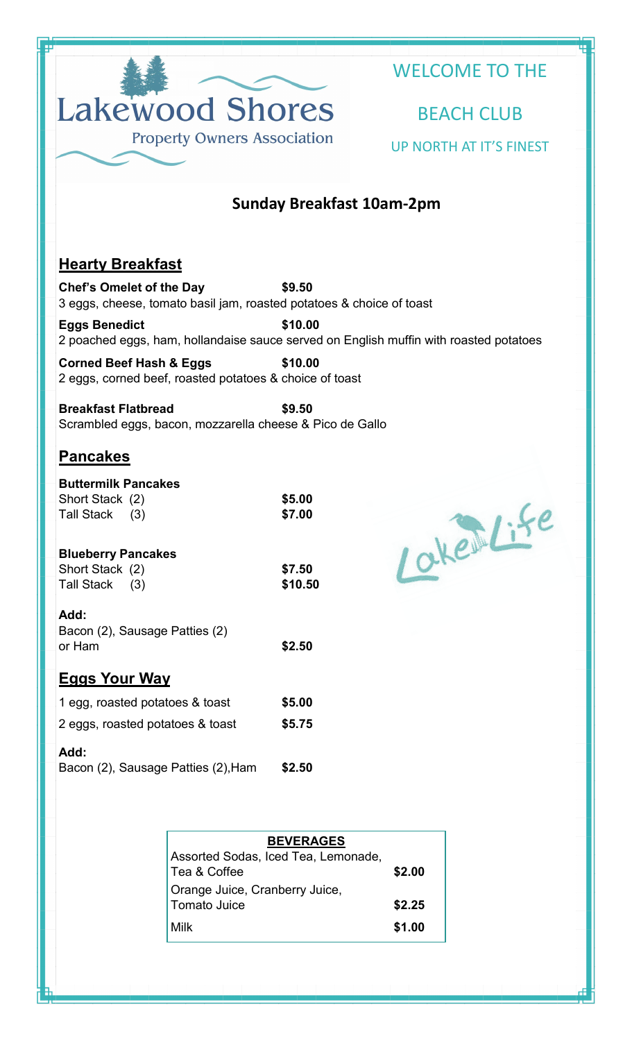Lakewood Shores

Property Owners Association

WELCOME TO THE

BEACH CLUB

UP NORTH AT IT'S FINEST

## Sunday Breakfast 10am-2pm

### Hearty Breakfast

**Chef's Omelet of the Day** **$9.50**
3 eggs, cheese, tomato basil jam, roasted potatoes & choice of toast

**Eggs Benedict** **$10.00**
2 poached eggs, ham, hollandaise sauce served on English muffin with roasted potatoes

**Corned Beef Hash & Eggs** **$10.00**
2 eggs, corned beef, roasted potatoes & choice of toast

**Breakfast Flatbread** **$9.50**
Scrambled eggs, bacon, mozzarella cheese & Pico de Gallo

### Pancakes

**Buttermilk Pancakes**

| | |
|---|---|
| Short Stack (2) | **$5.00** |
| Tall Stack (3) | **$7.00** |

**Blueberry Pancakes**

| | |
|---|---|
| Short Stack (2) | **$7.50** |
| Tall Stack (3) | **$10.50** |

**Add:**
Bacon (2), Sausage Patties (2) or Ham **$2.50**

Lake Life

### Eggs Your Way

| | |
|---|---|
| 1 egg, roasted potatoes & toast | **$5.00** |
| 2 eggs, roasted potatoes & toast | **$5.75** |

**Add:**
Bacon (2), Sausage Patties (2),Ham **$2.50**

| **BEVERAGES** | |
|---|---|
| Assorted Sodas, Iced Tea, Lemonade, Tea & Coffee | **$2.00** |
| Orange Juice, Cranberry Juice, Tomato Juice | **$2.25** |
| Milk | **$1.00** |